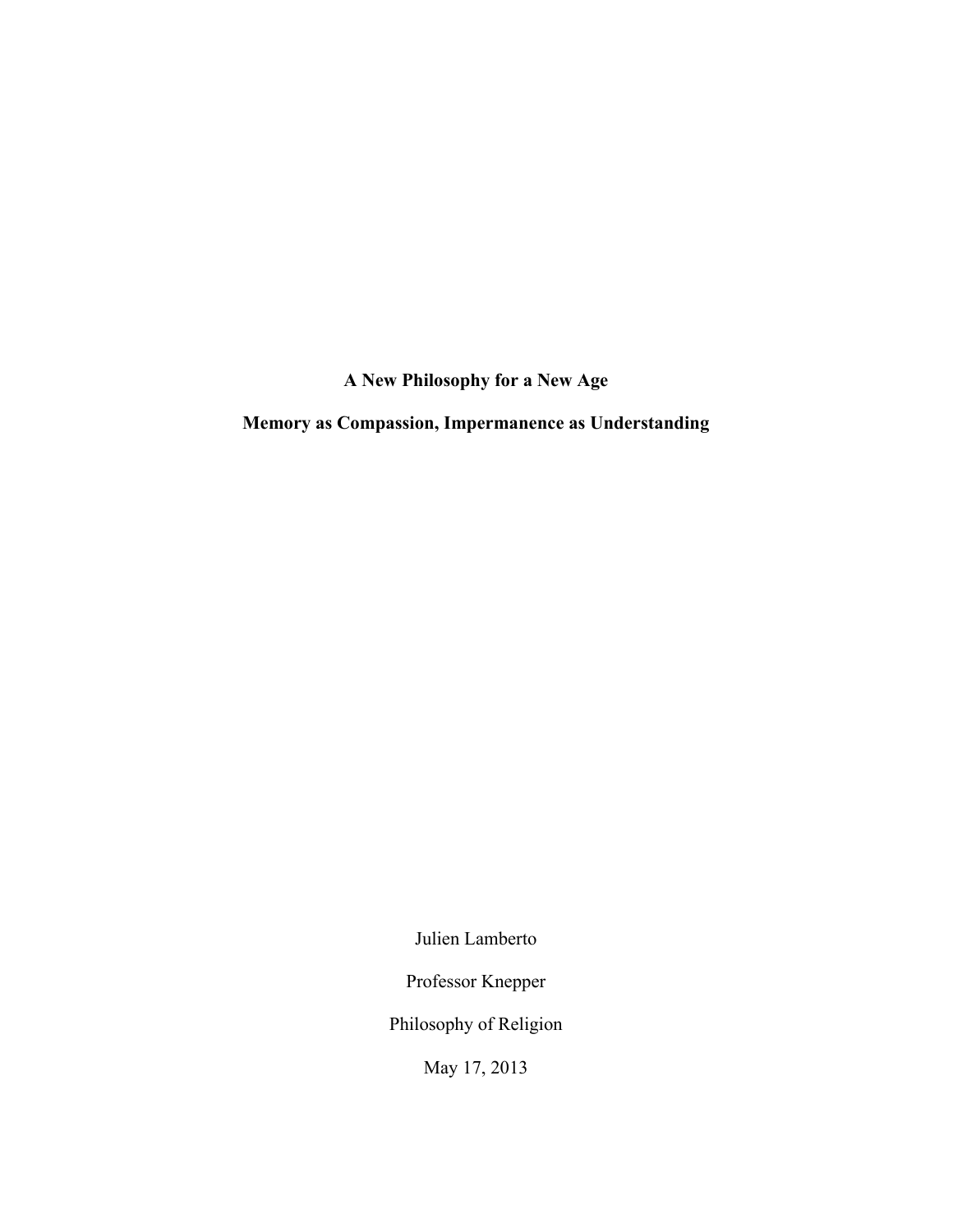# A New Philosophy for a New Age

## Memory as Compassion, Impermanence as Understanding

Julien Lamberto

Professor Knepper

Philosophy of Religion

May 17, 2013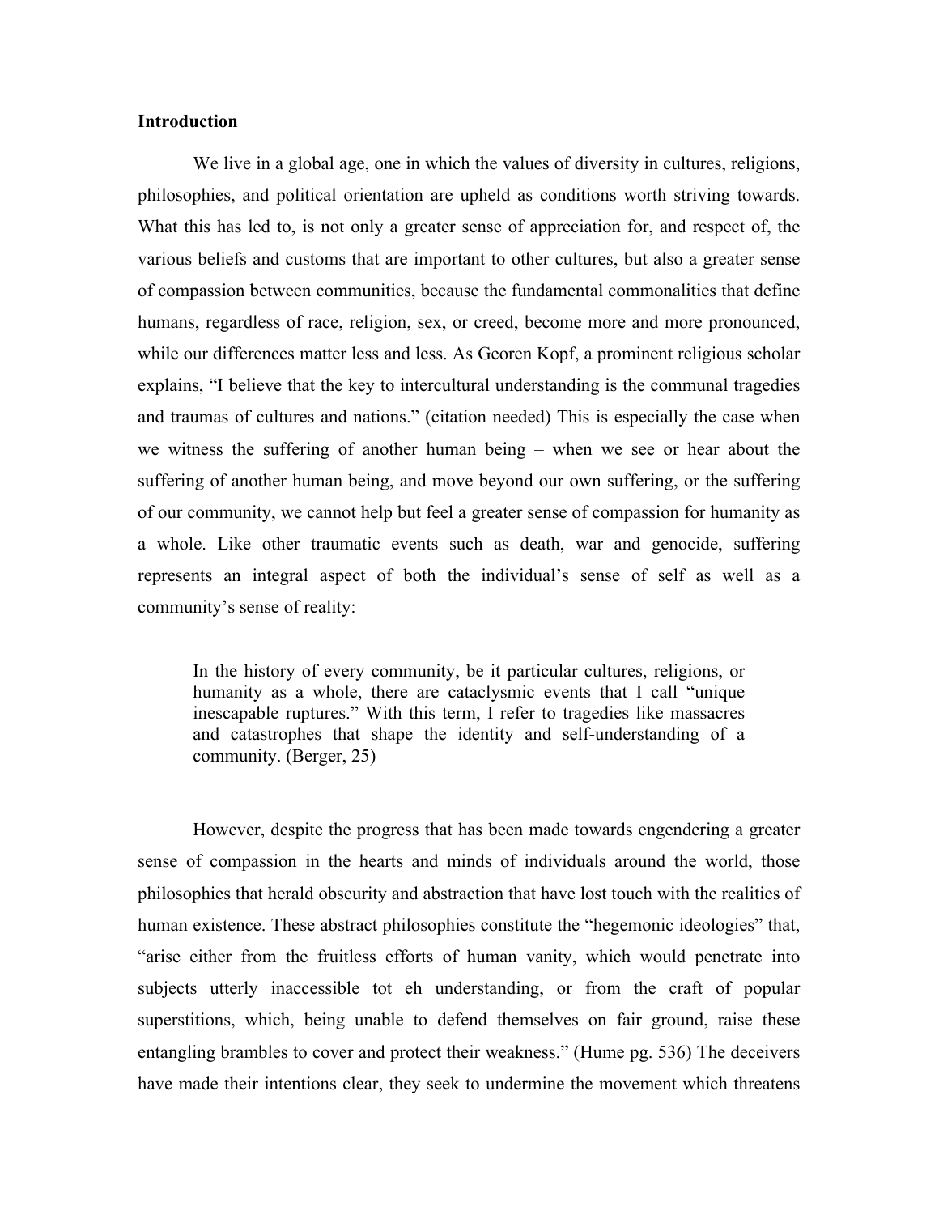**Introduction**

We live in a global age, one in which the values of diversity in cultures, religions, philosophies, and political orientation are upheld as conditions worth striving towards. What this has led to, is not only a greater sense of appreciation for, and respect of, the various beliefs and customs that are important to other cultures, but also a greater sense of compassion between communities, because the fundamental commonalities that define humans, regardless of race, religion, sex, or creed, become more and more pronounced, while our differences matter less and less. As Georen Kopf, a prominent religious scholar explains, "I believe that the key to intercultural understanding is the communal tragedies and traumas of cultures and nations." (citation needed) This is especially the case when we witness the suffering of another human being – when we see or hear about the suffering of another human being, and move beyond our own suffering, or the suffering of our community, we cannot help but feel a greater sense of compassion for humanity as a whole. Like other traumatic events such as death, war and genocide, suffering represents an integral aspect of both the individual's sense of self as well as a community's sense of reality:

> In the history of every community, be it particular cultures, religions, or humanity as a whole, there are cataclysmic events that I call "unique inescapable ruptures." With this term, I refer to tragedies like massacres and catastrophes that shape the identity and self-understanding of a community. (Berger, 25)

However, despite the progress that has been made towards engendering a greater sense of compassion in the hearts and minds of individuals around the world, those philosophies that herald obscurity and abstraction that have lost touch with the realities of human existence. These abstract philosophies constitute the "hegemonic ideologies" that, "arise either from the fruitless efforts of human vanity, which would penetrate into subjects utterly inaccessible tot eh understanding, or from the craft of popular superstitions, which, being unable to defend themselves on fair ground, raise these entangling brambles to cover and protect their weakness." (Hume pg. 536) The deceivers have made their intentions clear, they seek to undermine the movement which threatens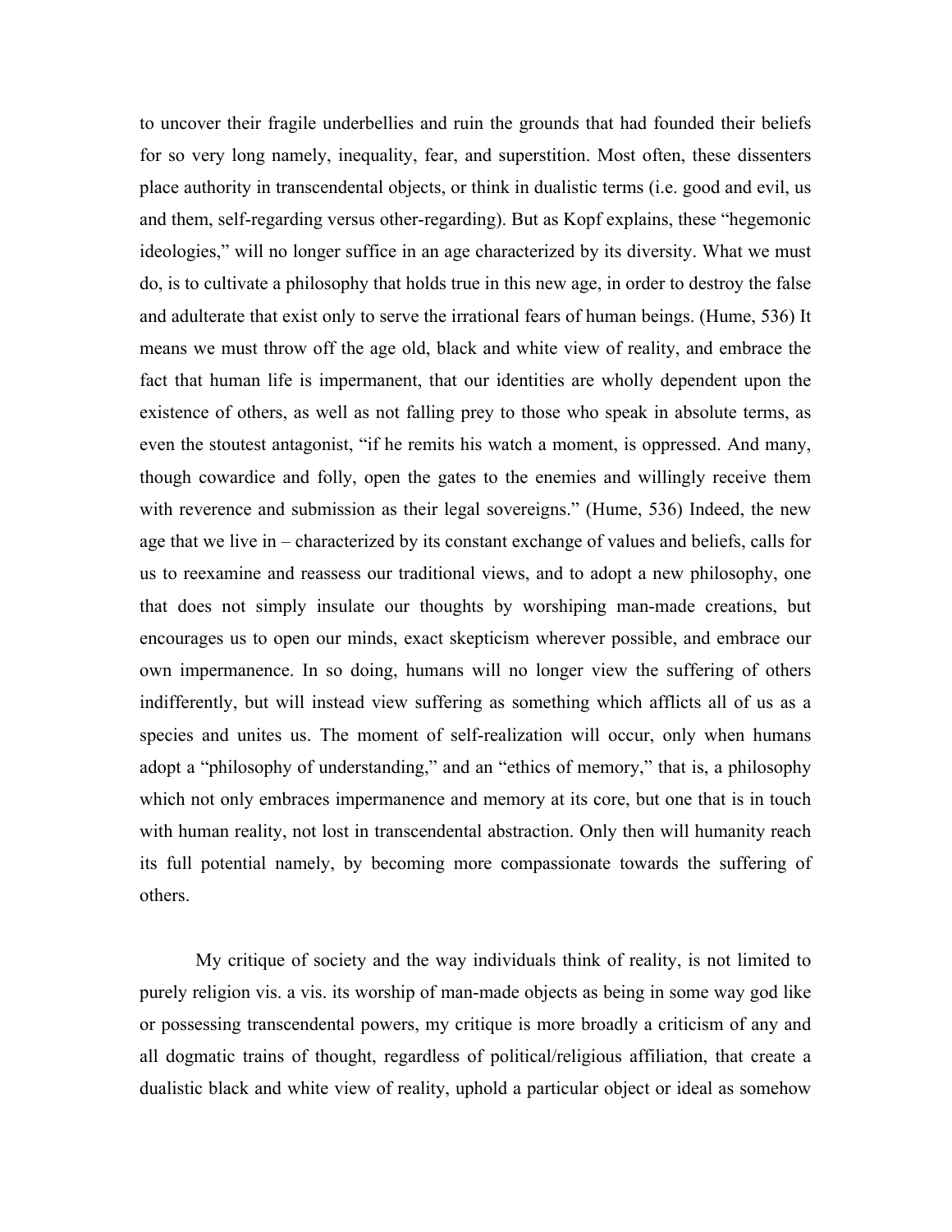to uncover their fragile underbellies and ruin the grounds that had founded their beliefs for so very long namely, inequality, fear, and superstition. Most often, these dissenters place authority in transcendental objects, or think in dualistic terms (i.e. good and evil, us and them, self-regarding versus other-regarding). But as Kopf explains, these "hegemonic ideologies," will no longer suffice in an age characterized by its diversity. What we must do, is to cultivate a philosophy that holds true in this new age, in order to destroy the false and adulterate that exist only to serve the irrational fears of human beings. (Hume, 536) It means we must throw off the age old, black and white view of reality, and embrace the fact that human life is impermanent, that our identities are wholly dependent upon the existence of others, as well as not falling prey to those who speak in absolute terms, as even the stoutest antagonist, "if he remits his watch a moment, is oppressed. And many, though cowardice and folly, open the gates to the enemies and willingly receive them with reverence and submission as their legal sovereigns." (Hume, 536) Indeed, the new age that we live in – characterized by its constant exchange of values and beliefs, calls for us to reexamine and reassess our traditional views, and to adopt a new philosophy, one that does not simply insulate our thoughts by worshiping man-made creations, but encourages us to open our minds, exact skepticism wherever possible, and embrace our own impermanence. In so doing, humans will no longer view the suffering of others indifferently, but will instead view suffering as something which afflicts all of us as a species and unites us. The moment of self-realization will occur, only when humans adopt a "philosophy of understanding," and an "ethics of memory," that is, a philosophy which not only embraces impermanence and memory at its core, but one that is in touch with human reality, not lost in transcendental abstraction. Only then will humanity reach its full potential namely, by becoming more compassionate towards the suffering of others.

My critique of society and the way individuals think of reality, is not limited to purely religion vis. a vis. its worship of man-made objects as being in some way god like or possessing transcendental powers, my critique is more broadly a criticism of any and all dogmatic trains of thought, regardless of political/religious affiliation, that create a dualistic black and white view of reality, uphold a particular object or ideal as somehow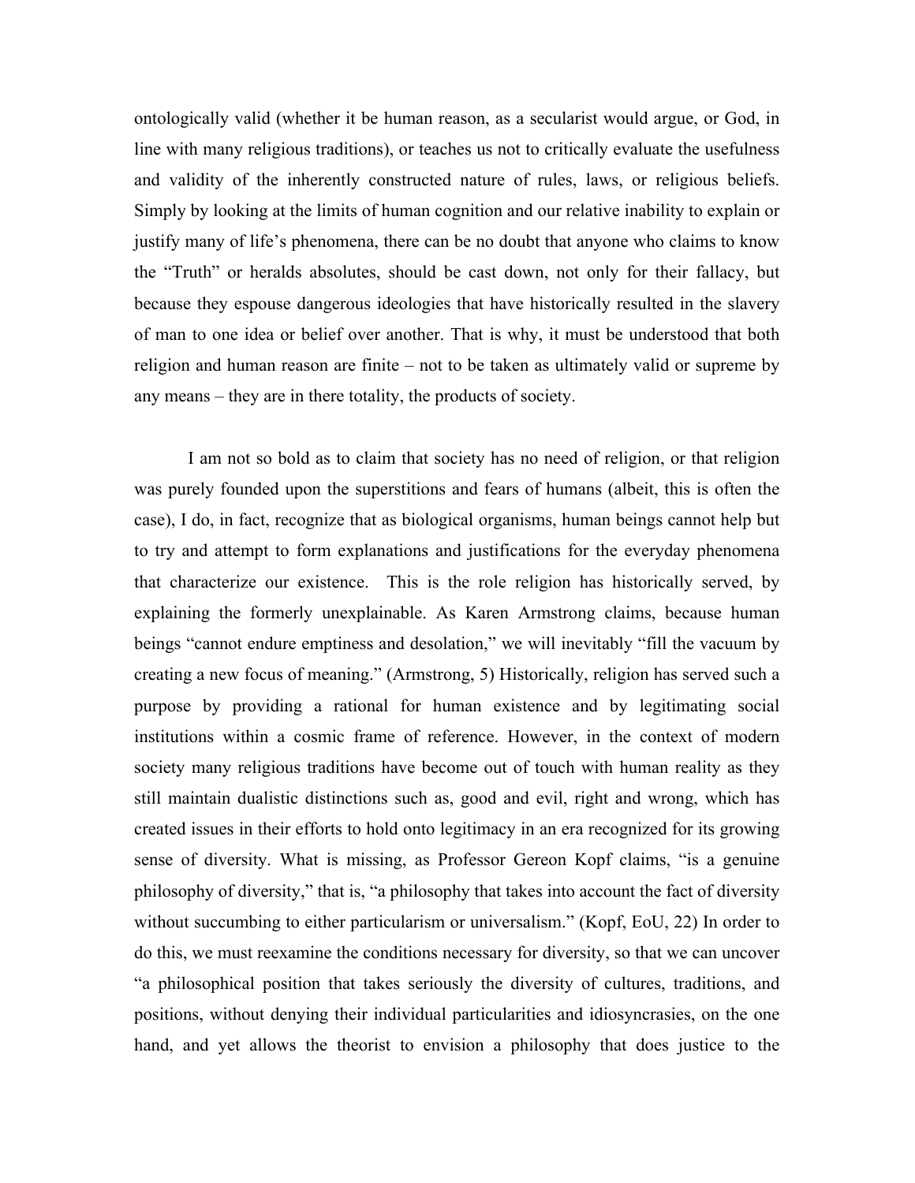ontologically valid (whether it be human reason, as a secularist would argue, or God, in line with many religious traditions), or teaches us not to critically evaluate the usefulness and validity of the inherently constructed nature of rules, laws, or religious beliefs. Simply by looking at the limits of human cognition and our relative inability to explain or justify many of life's phenomena, there can be no doubt that anyone who claims to know the "Truth" or heralds absolutes, should be cast down, not only for their fallacy, but because they espouse dangerous ideologies that have historically resulted in the slavery of man to one idea or belief over another. That is why, it must be understood that both religion and human reason are finite – not to be taken as ultimately valid or supreme by any means – they are in there totality, the products of society.

I am not so bold as to claim that society has no need of religion, or that religion was purely founded upon the superstitions and fears of humans (albeit, this is often the case), I do, in fact, recognize that as biological organisms, human beings cannot help but to try and attempt to form explanations and justifications for the everyday phenomena that characterize our existence. This is the role religion has historically served, by explaining the formerly unexplainable. As Karen Armstrong claims, because human beings "cannot endure emptiness and desolation," we will inevitably "fill the vacuum by creating a new focus of meaning." (Armstrong, 5) Historically, religion has served such a purpose by providing a rational for human existence and by legitimating social institutions within a cosmic frame of reference. However, in the context of modern society many religious traditions have become out of touch with human reality as they still maintain dualistic distinctions such as, good and evil, right and wrong, which has created issues in their efforts to hold onto legitimacy in an era recognized for its growing sense of diversity. What is missing, as Professor Gereon Kopf claims, "is a genuine philosophy of diversity," that is, "a philosophy that takes into account the fact of diversity without succumbing to either particularism or universalism." (Kopf, EoU, 22) In order to do this, we must reexamine the conditions necessary for diversity, so that we can uncover "a philosophical position that takes seriously the diversity of cultures, traditions, and positions, without denying their individual particularities and idiosyncrasies, on the one hand, and yet allows the theorist to envision a philosophy that does justice to the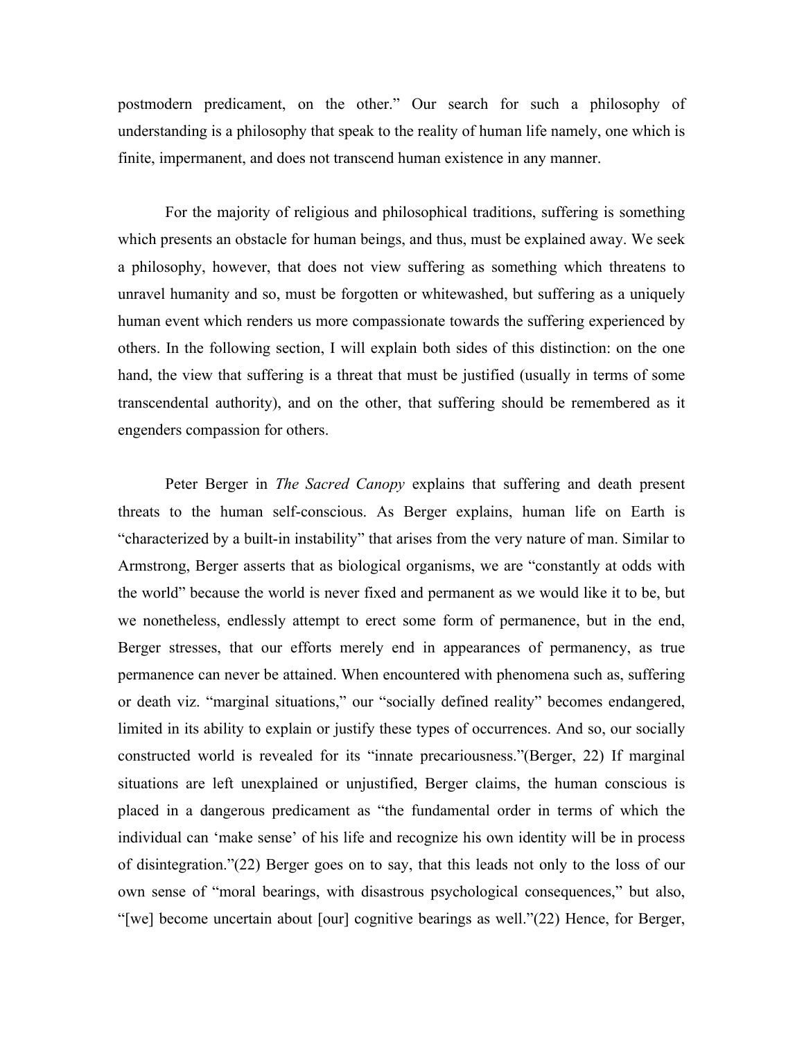postmodern predicament, on the other." Our search for such a philosophy of understanding is a philosophy that speak to the reality of human life namely, one which is finite, impermanent, and does not transcend human existence in any manner.

For the majority of religious and philosophical traditions, suffering is something which presents an obstacle for human beings, and thus, must be explained away. We seek a philosophy, however, that does not view suffering as something which threatens to unravel humanity and so, must be forgotten or whitewashed, but suffering as a uniquely human event which renders us more compassionate towards the suffering experienced by others. In the following section, I will explain both sides of this distinction: on the one hand, the view that suffering is a threat that must be justified (usually in terms of some transcendental authority), and on the other, that suffering should be remembered as it engenders compassion for others.

Peter Berger in *The Sacred Canopy* explains that suffering and death present threats to the human self-conscious. As Berger explains, human life on Earth is "characterized by a built-in instability" that arises from the very nature of man. Similar to Armstrong, Berger asserts that as biological organisms, we are "constantly at odds with the world" because the world is never fixed and permanent as we would like it to be, but we nonetheless, endlessly attempt to erect some form of permanence, but in the end, Berger stresses, that our efforts merely end in appearances of permanency, as true permanence can never be attained. When encountered with phenomena such as, suffering or death viz. "marginal situations," our "socially defined reality" becomes endangered, limited in its ability to explain or justify these types of occurrences. And so, our socially constructed world is revealed for its "innate precariousness."(Berger, 22) If marginal situations are left unexplained or unjustified, Berger claims, the human conscious is placed in a dangerous predicament as "the fundamental order in terms of which the individual can 'make sense' of his life and recognize his own identity will be in process of disintegration."(22) Berger goes on to say, that this leads not only to the loss of our own sense of "moral bearings, with disastrous psychological consequences," but also, "[we] become uncertain about [our] cognitive bearings as well."(22) Hence, for Berger,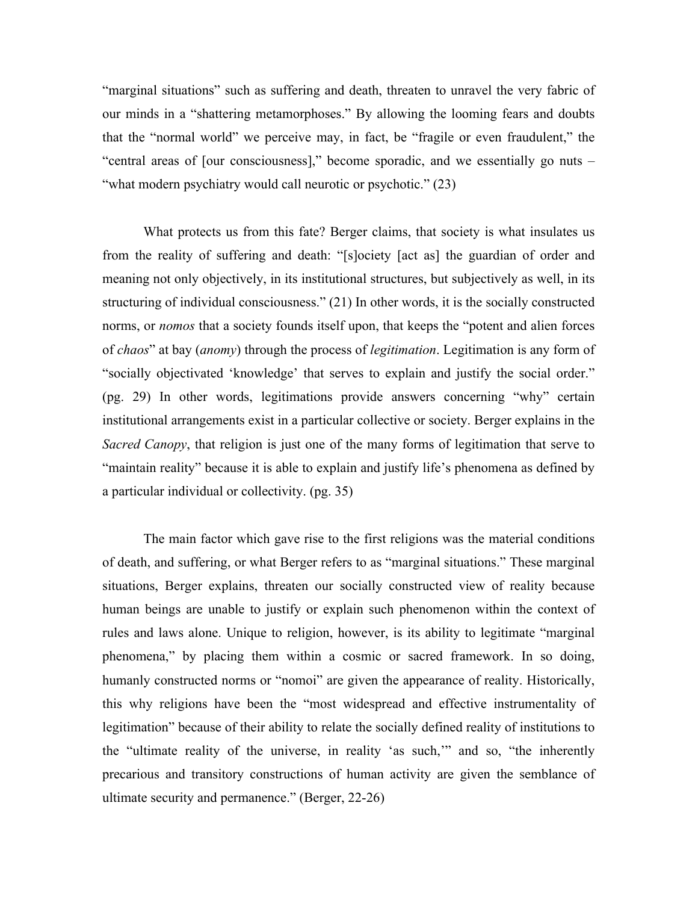"marginal situations" such as suffering and death, threaten to unravel the very fabric of our minds in a "shattering metamorphoses." By allowing the looming fears and doubts that the "normal world" we perceive may, in fact, be "fragile or even fraudulent," the "central areas of [our consciousness]," become sporadic, and we essentially go nuts – "what modern psychiatry would call neurotic or psychotic." (23)

What protects us from this fate? Berger claims, that society is what insulates us from the reality of suffering and death: "[s]ociety [act as] the guardian of order and meaning not only objectively, in its institutional structures, but subjectively as well, in its structuring of individual consciousness." (21) In other words, it is the socially constructed norms, or *nomos* that a society founds itself upon, that keeps the "potent and alien forces of *chaos*" at bay (*anomy*) through the process of *legitimation*. Legitimation is any form of "socially objectivated 'knowledge' that serves to explain and justify the social order." (pg. 29) In other words, legitimations provide answers concerning "why" certain institutional arrangements exist in a particular collective or society. Berger explains in the *Sacred Canopy*, that religion is just one of the many forms of legitimation that serve to "maintain reality" because it is able to explain and justify life's phenomena as defined by a particular individual or collectivity. (pg. 35)

The main factor which gave rise to the first religions was the material conditions of death, and suffering, or what Berger refers to as "marginal situations." These marginal situations, Berger explains, threaten our socially constructed view of reality because human beings are unable to justify or explain such phenomenon within the context of rules and laws alone. Unique to religion, however, is its ability to legitimate "marginal phenomena," by placing them within a cosmic or sacred framework. In so doing, humanly constructed norms or "nomoi" are given the appearance of reality. Historically, this why religions have been the "most widespread and effective instrumentality of legitimation" because of their ability to relate the socially defined reality of institutions to the "ultimate reality of the universe, in reality 'as such,'" and so, "the inherently precarious and transitory constructions of human activity are given the semblance of ultimate security and permanence." (Berger, 22-26)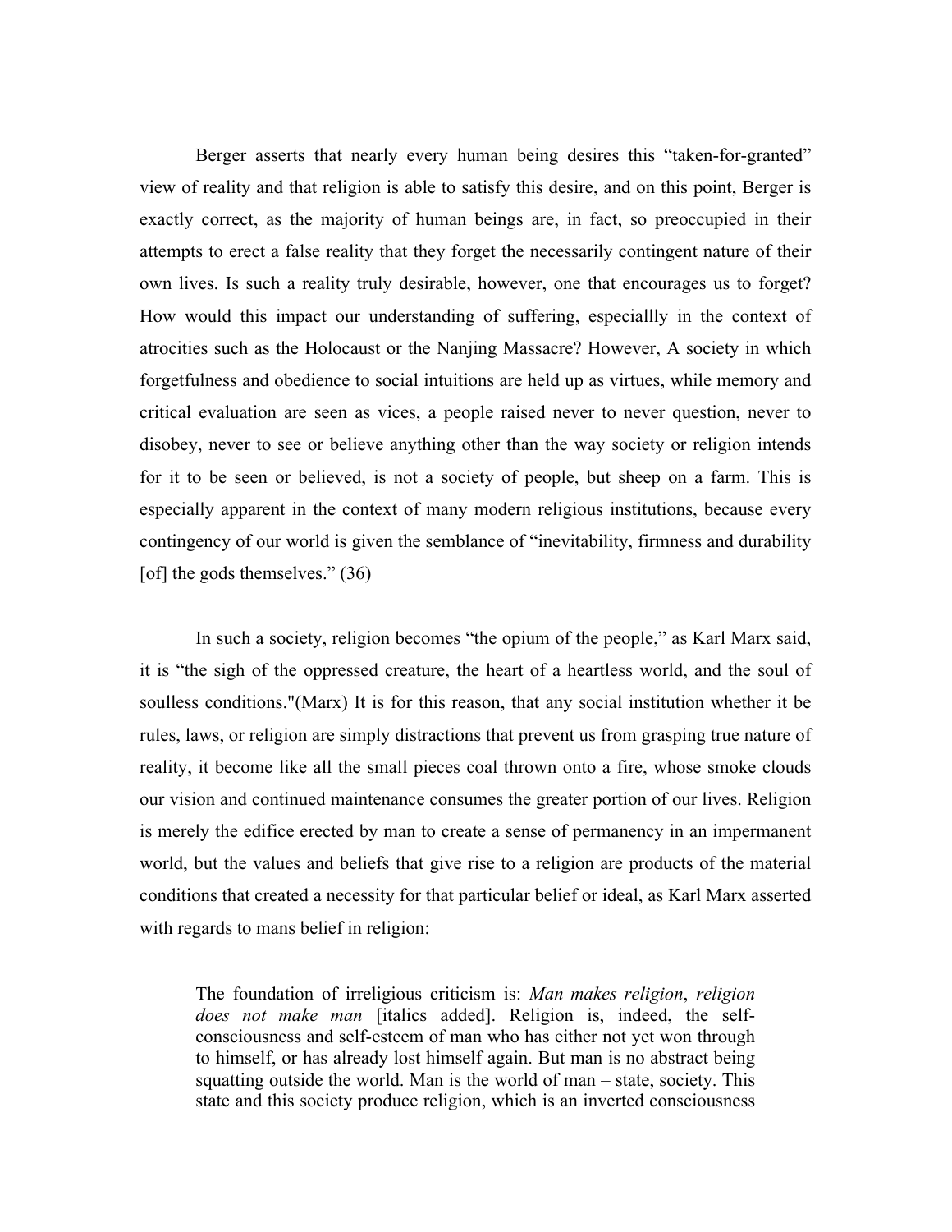Berger asserts that nearly every human being desires this "taken-for-granted" view of reality and that religion is able to satisfy this desire, and on this point, Berger is exactly correct, as the majority of human beings are, in fact, so preoccupied in their attempts to erect a false reality that they forget the necessarily contingent nature of their own lives. Is such a reality truly desirable, however, one that encourages us to forget? How would this impact our understanding of suffering, especiallly in the context of atrocities such as the Holocaust or the Nanjing Massacre? However, A society in which forgetfulness and obedience to social intuitions are held up as virtues, while memory and critical evaluation are seen as vices, a people raised never to never question, never to disobey, never to see or believe anything other than the way society or religion intends for it to be seen or believed, is not a society of people, but sheep on a farm. This is especially apparent in the context of many modern religious institutions, because every contingency of our world is given the semblance of "inevitability, firmness and durability [of] the gods themselves." (36)

In such a society, religion becomes "the opium of the people," as Karl Marx said, it is "the sigh of the oppressed creature, the heart of a heartless world, and the soul of soulless conditions."(Marx) It is for this reason, that any social institution whether it be rules, laws, or religion are simply distractions that prevent us from grasping true nature of reality, it become like all the small pieces coal thrown onto a fire, whose smoke clouds our vision and continued maintenance consumes the greater portion of our lives. Religion is merely the edifice erected by man to create a sense of permanency in an impermanent world, but the values and beliefs that give rise to a religion are products of the material conditions that created a necessity for that particular belief or ideal, as Karl Marx asserted with regards to mans belief in religion:

> The foundation of irreligious criticism is: *Man makes religion*, *religion does not make man* [italics added]. Religion is, indeed, the self-consciousness and self-esteem of man who has either not yet won through to himself, or has already lost himself again. But man is no abstract being squatting outside the world. Man is the world of man – state, society. This state and this society produce religion, which is an inverted consciousness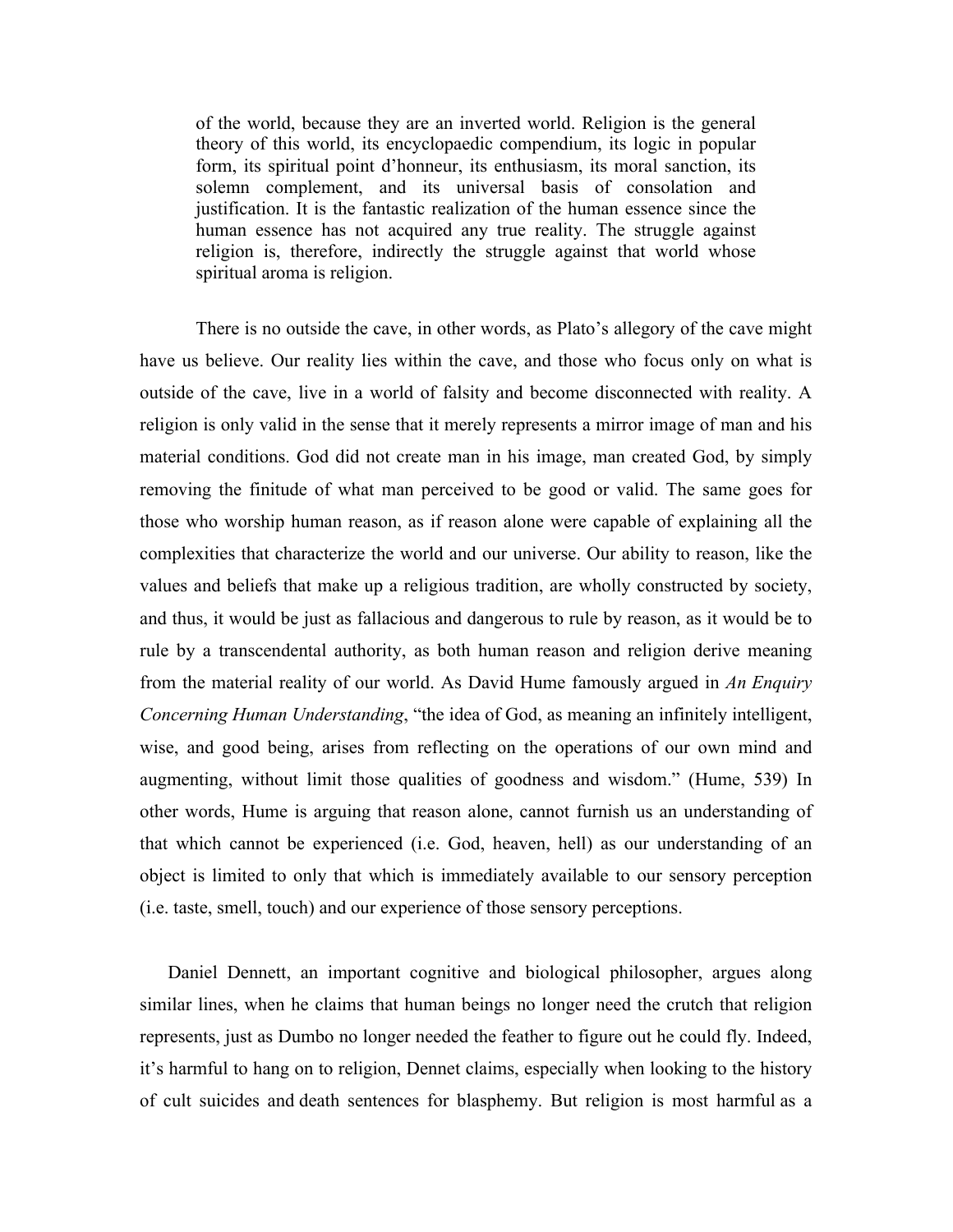> of the world, because they are an inverted world. Religion is the general theory of this world, its encyclopaedic compendium, its logic in popular form, its spiritual point d'honneur, its enthusiasm, its moral sanction, its solemn complement, and its universal basis of consolation and justification. It is the fantastic realization of the human essence since the human essence has not acquired any true reality. The struggle against religion is, therefore, indirectly the struggle against that world whose spiritual aroma is religion.

There is no outside the cave, in other words, as Plato's allegory of the cave might have us believe. Our reality lies within the cave, and those who focus only on what is outside of the cave, live in a world of falsity and become disconnected with reality. A religion is only valid in the sense that it merely represents a mirror image of man and his material conditions. God did not create man in his image, man created God, by simply removing the finitude of what man perceived to be good or valid. The same goes for those who worship human reason, as if reason alone were capable of explaining all the complexities that characterize the world and our universe. Our ability to reason, like the values and beliefs that make up a religious tradition, are wholly constructed by society, and thus, it would be just as fallacious and dangerous to rule by reason, as it would be to rule by a transcendental authority, as both human reason and religion derive meaning from the material reality of our world. As David Hume famously argued in *An Enquiry Concerning Human Understanding*, "the idea of God, as meaning an infinitely intelligent, wise, and good being, arises from reflecting on the operations of our own mind and augmenting, without limit those qualities of goodness and wisdom." (Hume, 539) In other words, Hume is arguing that reason alone, cannot furnish us an understanding of that which cannot be experienced (i.e. God, heaven, hell) as our understanding of an object is limited to only that which is immediately available to our sensory perception (i.e. taste, smell, touch) and our experience of those sensory perceptions.

Daniel Dennett, an important cognitive and biological philosopher, argues along similar lines, when he claims that human beings no longer need the crutch that religion represents, just as Dumbo no longer needed the feather to figure out he could fly. Indeed, it's harmful to hang on to religion, Dennet claims, especially when looking to the history of cult suicides and death sentences for blasphemy. But religion is most harmful as a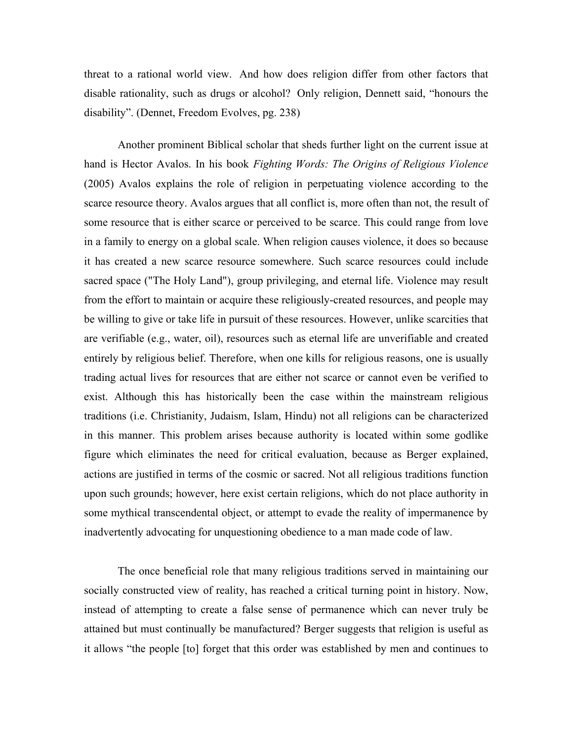threat to a rational world view. And how does religion differ from other factors that disable rationality, such as drugs or alcohol? Only religion, Dennett said, "honours the disability". (Dennet, Freedom Evolves, pg. 238)

Another prominent Biblical scholar that sheds further light on the current issue at hand is Hector Avalos. In his book *Fighting Words: The Origins of Religious Violence* (2005) Avalos explains the role of religion in perpetuating violence according to the scarce resource theory. Avalos argues that all conflict is, more often than not, the result of some resource that is either scarce or perceived to be scarce. This could range from love in a family to energy on a global scale. When religion causes violence, it does so because it has created a new scarce resource somewhere. Such scarce resources could include sacred space ("The Holy Land"), group privileging, and eternal life. Violence may result from the effort to maintain or acquire these religiously-created resources, and people may be willing to give or take life in pursuit of these resources. However, unlike scarcities that are verifiable (e.g., water, oil), resources such as eternal life are unverifiable and created entirely by religious belief. Therefore, when one kills for religious reasons, one is usually trading actual lives for resources that are either not scarce or cannot even be verified to exist. Although this has historically been the case within the mainstream religious traditions (i.e. Christianity, Judaism, Islam, Hindu) not all religions can be characterized in this manner. This problem arises because authority is located within some godlike figure which eliminates the need for critical evaluation, because as Berger explained, actions are justified in terms of the cosmic or sacred. Not all religious traditions function upon such grounds; however, here exist certain religions, which do not place authority in some mythical transcendental object, or attempt to evade the reality of impermanence by inadvertently advocating for unquestioning obedience to a man made code of law.

The once beneficial role that many religious traditions served in maintaining our socially constructed view of reality, has reached a critical turning point in history. Now, instead of attempting to create a false sense of permanence which can never truly be attained but must continually be manufactured? Berger suggests that religion is useful as it allows "the people [to] forget that this order was established by men and continues to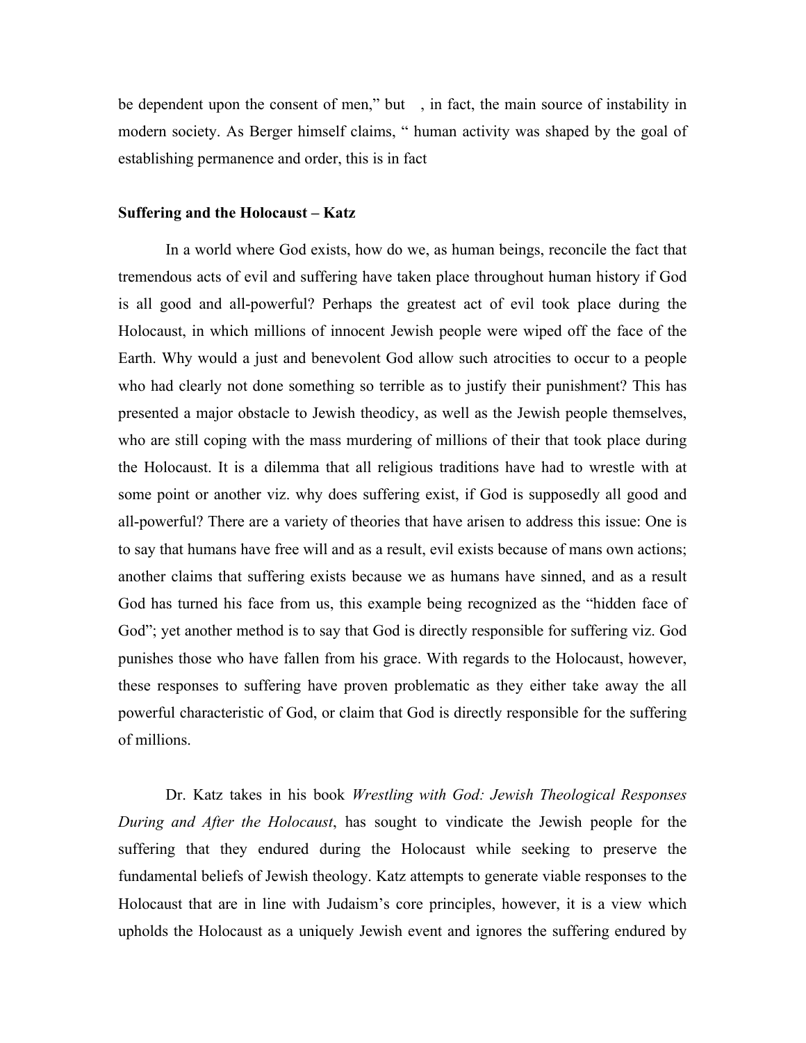be dependent upon the consent of men," but , in fact, the main source of instability in modern society. As Berger himself claims, " human activity was shaped by the goal of establishing permanence and order, this is in fact

**Suffering and the Holocaust – Katz**

In a world where God exists, how do we, as human beings, reconcile the fact that tremendous acts of evil and suffering have taken place throughout human history if God is all good and all-powerful? Perhaps the greatest act of evil took place during the Holocaust, in which millions of innocent Jewish people were wiped off the face of the Earth. Why would a just and benevolent God allow such atrocities to occur to a people who had clearly not done something so terrible as to justify their punishment? This has presented a major obstacle to Jewish theodicy, as well as the Jewish people themselves, who are still coping with the mass murdering of millions of their that took place during the Holocaust. It is a dilemma that all religious traditions have had to wrestle with at some point or another viz. why does suffering exist, if God is supposedly all good and all-powerful? There are a variety of theories that have arisen to address this issue: One is to say that humans have free will and as a result, evil exists because of mans own actions; another claims that suffering exists because we as humans have sinned, and as a result God has turned his face from us, this example being recognized as the "hidden face of God"; yet another method is to say that God is directly responsible for suffering viz. God punishes those who have fallen from his grace. With regards to the Holocaust, however, these responses to suffering have proven problematic as they either take away the all powerful characteristic of God, or claim that God is directly responsible for the suffering of millions.

Dr. Katz takes in his book *Wrestling with God: Jewish Theological Responses During and After the Holocaust*, has sought to vindicate the Jewish people for the suffering that they endured during the Holocaust while seeking to preserve the fundamental beliefs of Jewish theology. Katz attempts to generate viable responses to the Holocaust that are in line with Judaism's core principles, however, it is a view which upholds the Holocaust as a uniquely Jewish event and ignores the suffering endured by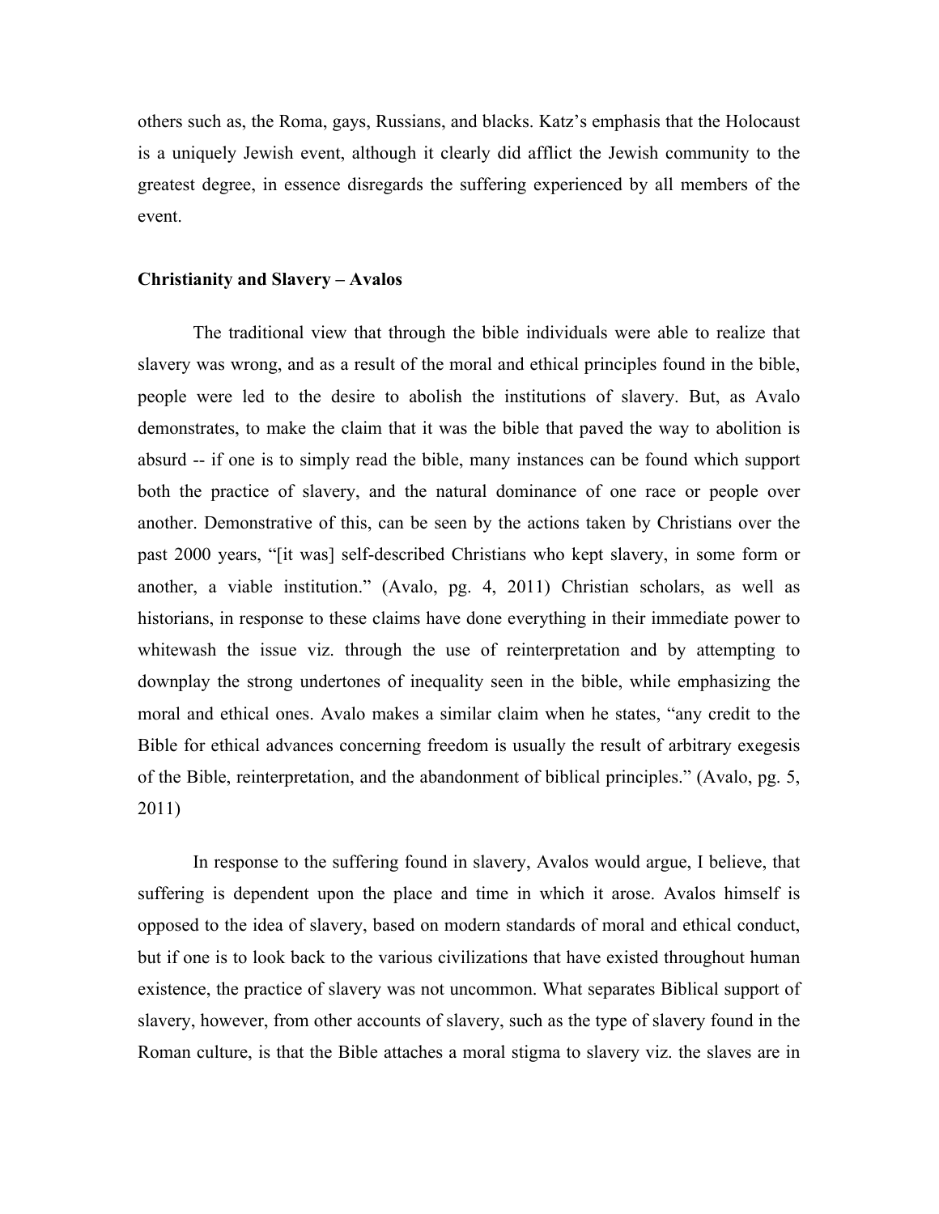others such as, the Roma, gays, Russians, and blacks. Katz's emphasis that the Holocaust is a uniquely Jewish event, although it clearly did afflict the Jewish community to the greatest degree, in essence disregards the suffering experienced by all members of the event.

**Christianity and Slavery – Avalos**

The traditional view that through the bible individuals were able to realize that slavery was wrong, and as a result of the moral and ethical principles found in the bible, people were led to the desire to abolish the institutions of slavery. But, as Avalo demonstrates, to make the claim that it was the bible that paved the way to abolition is absurd -- if one is to simply read the bible, many instances can be found which support both the practice of slavery, and the natural dominance of one race or people over another. Demonstrative of this, can be seen by the actions taken by Christians over the past 2000 years, "[it was] self-described Christians who kept slavery, in some form or another, a viable institution." (Avalo, pg. 4, 2011) Christian scholars, as well as historians, in response to these claims have done everything in their immediate power to whitewash the issue viz. through the use of reinterpretation and by attempting to downplay the strong undertones of inequality seen in the bible, while emphasizing the moral and ethical ones. Avalo makes a similar claim when he states, "any credit to the Bible for ethical advances concerning freedom is usually the result of arbitrary exegesis of the Bible, reinterpretation, and the abandonment of biblical principles." (Avalo, pg. 5, 2011)

In response to the suffering found in slavery, Avalos would argue, I believe, that suffering is dependent upon the place and time in which it arose. Avalos himself is opposed to the idea of slavery, based on modern standards of moral and ethical conduct, but if one is to look back to the various civilizations that have existed throughout human existence, the practice of slavery was not uncommon. What separates Biblical support of slavery, however, from other accounts of slavery, such as the type of slavery found in the Roman culture, is that the Bible attaches a moral stigma to slavery viz. the slaves are in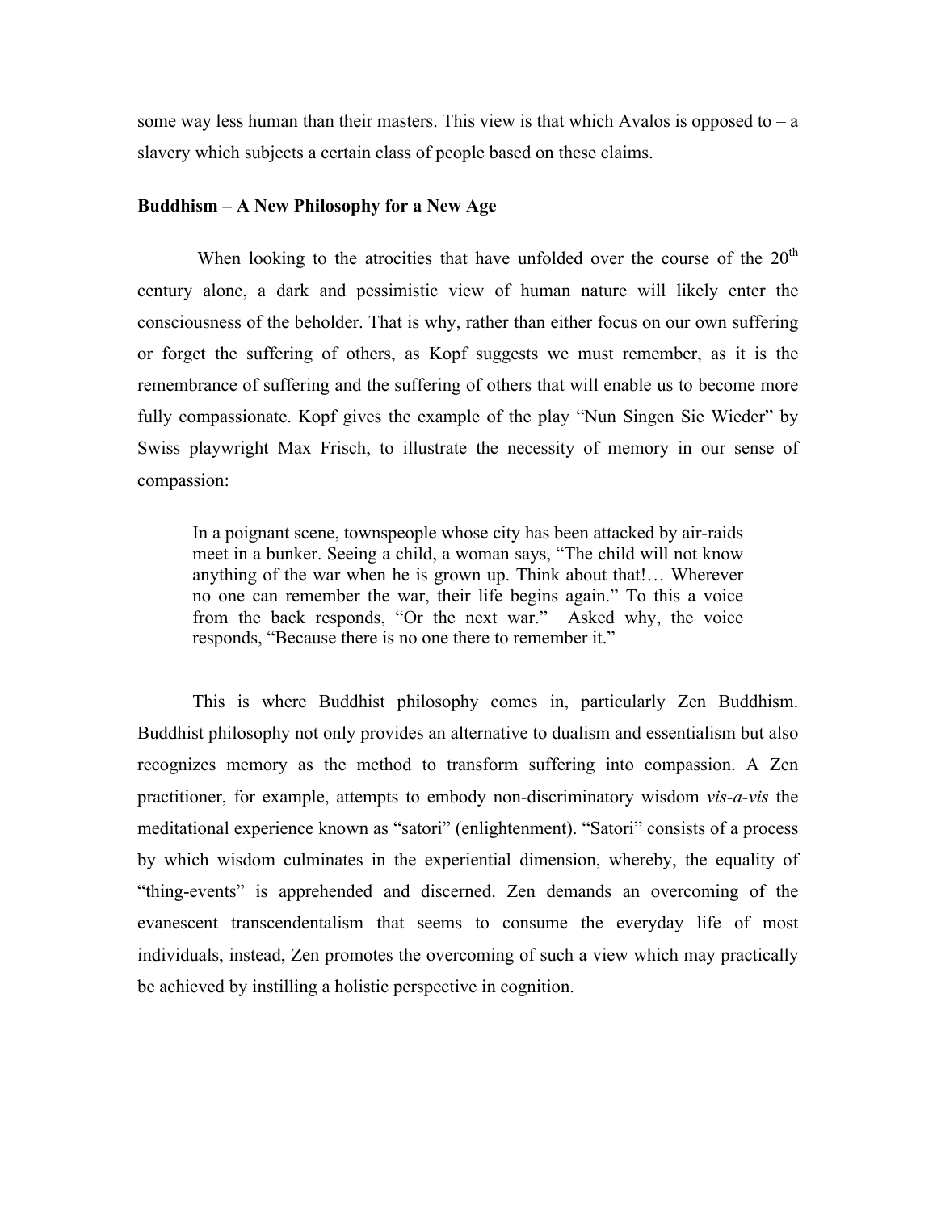some way less human than their masters. This view is that which Avalos is opposed to – a slavery which subjects a certain class of people based on these claims.

**Buddhism – A New Philosophy for a New Age**

When looking to the atrocities that have unfolded over the course of the 20th century alone, a dark and pessimistic view of human nature will likely enter the consciousness of the beholder. That is why, rather than either focus on our own suffering or forget the suffering of others, as Kopf suggests we must remember, as it is the remembrance of suffering and the suffering of others that will enable us to become more fully compassionate. Kopf gives the example of the play "Nun Singen Sie Wieder" by Swiss playwright Max Frisch, to illustrate the necessity of memory in our sense of compassion:

> In a poignant scene, townspeople whose city has been attacked by air-raids meet in a bunker. Seeing a child, a woman says, "The child will not know anything of the war when he is grown up. Think about that!… Wherever no one can remember the war, their life begins again." To this a voice from the back responds, "Or the next war." Asked why, the voice responds, "Because there is no one there to remember it."

This is where Buddhist philosophy comes in, particularly Zen Buddhism. Buddhist philosophy not only provides an alternative to dualism and essentialism but also recognizes memory as the method to transform suffering into compassion. A Zen practitioner, for example, attempts to embody non-discriminatory wisdom *vis-a-vis* the meditational experience known as "satori" (enlightenment). "Satori" consists of a process by which wisdom culminates in the experiential dimension, whereby, the equality of "thing-events" is apprehended and discerned. Zen demands an overcoming of the evanescent transcendentalism that seems to consume the everyday life of most individuals, instead, Zen promotes the overcoming of such a view which may practically be achieved by instilling a holistic perspective in cognition.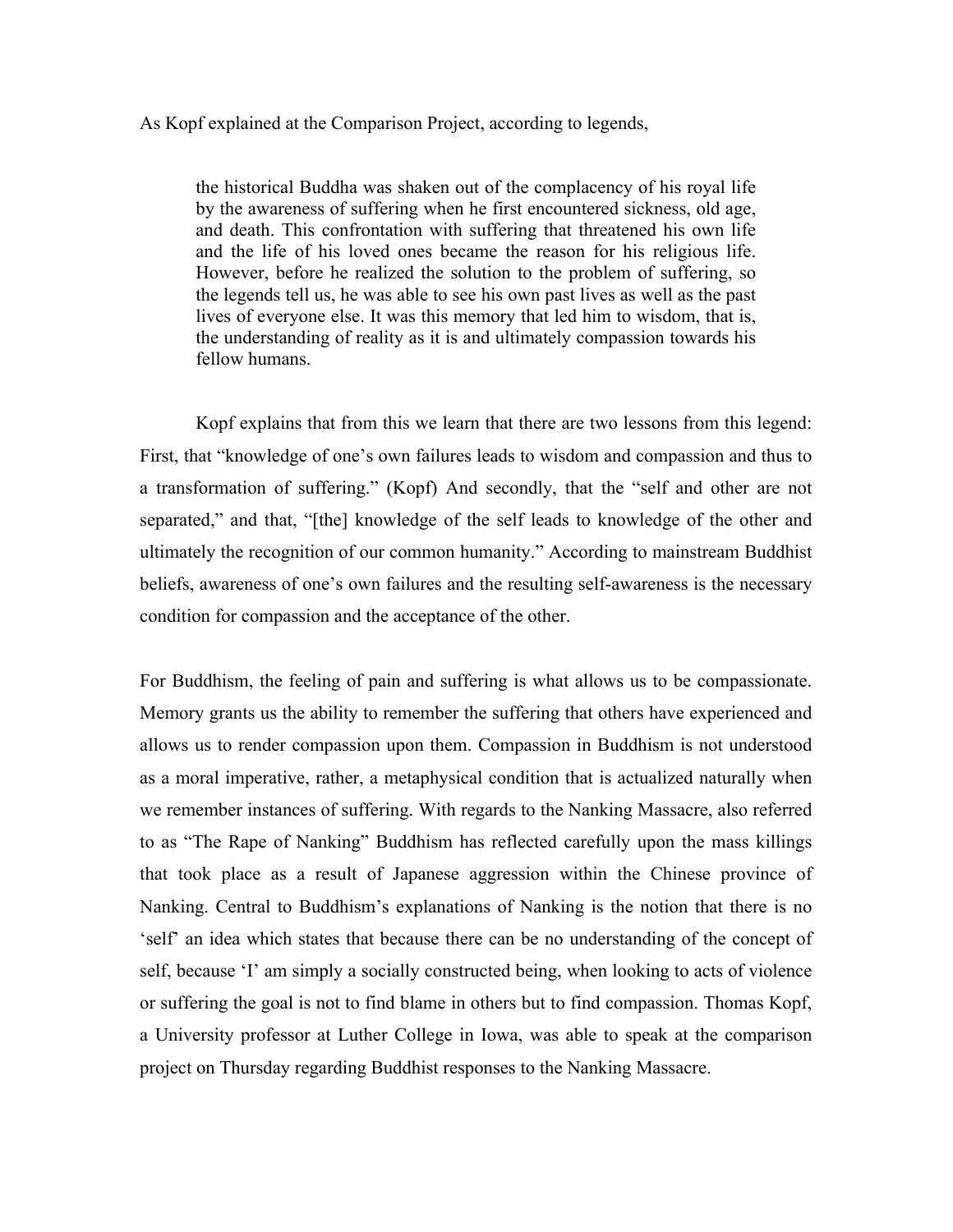As Kopf explained at the Comparison Project, according to legends,

> the historical Buddha was shaken out of the complacency of his royal life by the awareness of suffering when he first encountered sickness, old age, and death. This confrontation with suffering that threatened his own life and the life of his loved ones became the reason for his religious life. However, before he realized the solution to the problem of suffering, so the legends tell us, he was able to see his own past lives as well as the past lives of everyone else. It was this memory that led him to wisdom, that is, the understanding of reality as it is and ultimately compassion towards his fellow humans.

Kopf explains that from this we learn that there are two lessons from this legend: First, that "knowledge of one's own failures leads to wisdom and compassion and thus to a transformation of suffering." (Kopf) And secondly, that the "self and other are not separated," and that, "[the] knowledge of the self leads to knowledge of the other and ultimately the recognition of our common humanity." According to mainstream Buddhist beliefs, awareness of one's own failures and the resulting self-awareness is the necessary condition for compassion and the acceptance of the other.

For Buddhism, the feeling of pain and suffering is what allows us to be compassionate. Memory grants us the ability to remember the suffering that others have experienced and allows us to render compassion upon them. Compassion in Buddhism is not understood as a moral imperative, rather, a metaphysical condition that is actualized naturally when we remember instances of suffering. With regards to the Nanking Massacre, also referred to as "The Rape of Nanking" Buddhism has reflected carefully upon the mass killings that took place as a result of Japanese aggression within the Chinese province of Nanking. Central to Buddhism's explanations of Nanking is the notion that there is no 'self' an idea which states that because there can be no understanding of the concept of self, because 'I' am simply a socially constructed being, when looking to acts of violence or suffering the goal is not to find blame in others but to find compassion. Thomas Kopf, a University professor at Luther College in Iowa, was able to speak at the comparison project on Thursday regarding Buddhist responses to the Nanking Massacre.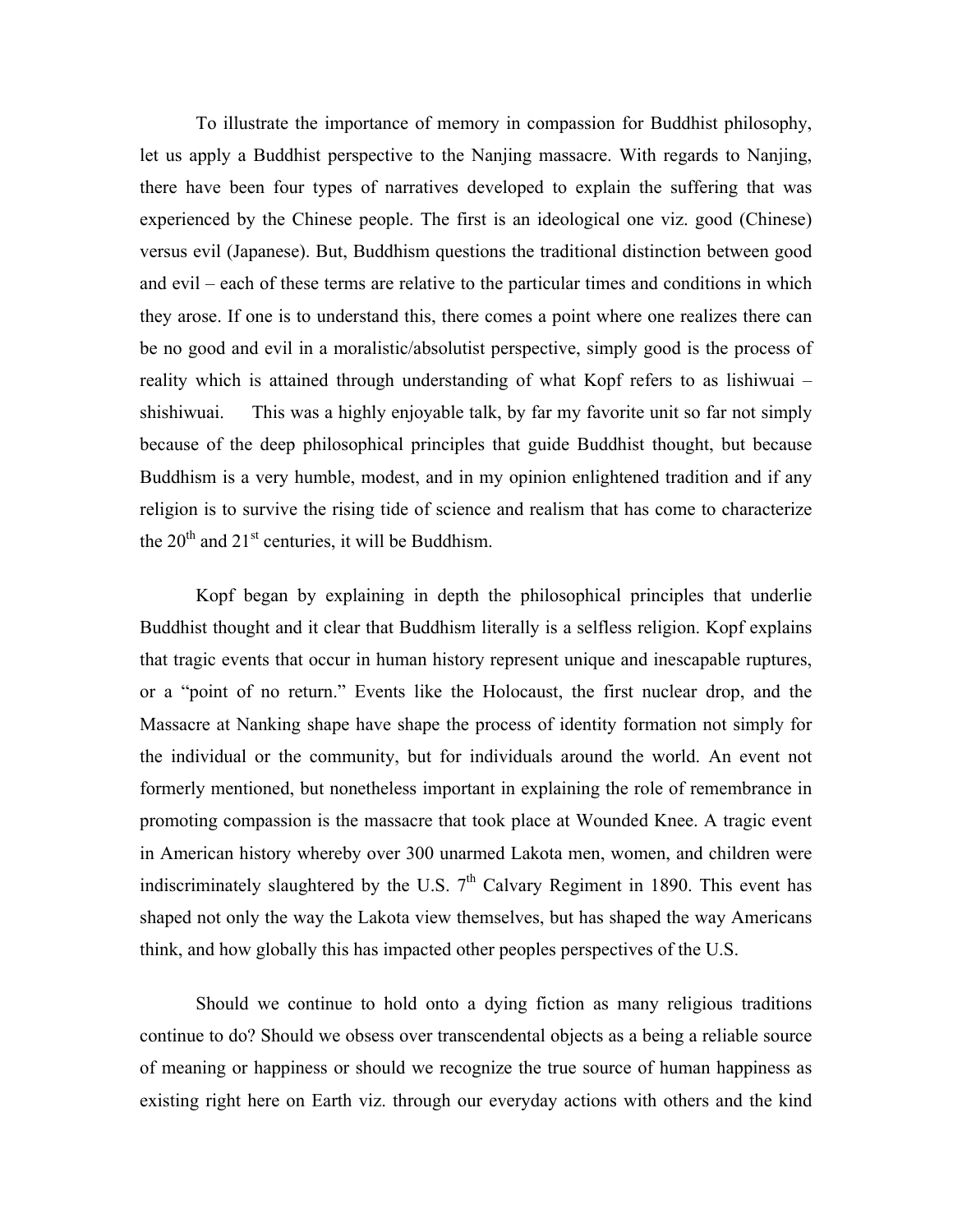To illustrate the importance of memory in compassion for Buddhist philosophy, let us apply a Buddhist perspective to the Nanjing massacre. With regards to Nanjing, there have been four types of narratives developed to explain the suffering that was experienced by the Chinese people. The first is an ideological one viz. good (Chinese) versus evil (Japanese). But, Buddhism questions the traditional distinction between good and evil – each of these terms are relative to the particular times and conditions in which they arose. If one is to understand this, there comes a point where one realizes there can be no good and evil in a moralistic/absolutist perspective, simply good is the process of reality which is attained through understanding of what Kopf refers to as lishiwuai – shishiwuai. This was a highly enjoyable talk, by far my favorite unit so far not simply because of the deep philosophical principles that guide Buddhist thought, but because Buddhism is a very humble, modest, and in my opinion enlightened tradition and if any religion is to survive the rising tide of science and realism that has come to characterize the 20th and 21st centuries, it will be Buddhism.

Kopf began by explaining in depth the philosophical principles that underlie Buddhist thought and it clear that Buddhism literally is a selfless religion. Kopf explains that tragic events that occur in human history represent unique and inescapable ruptures, or a "point of no return." Events like the Holocaust, the first nuclear drop, and the Massacre at Nanking shape have shape the process of identity formation not simply for the individual or the community, but for individuals around the world. An event not formerly mentioned, but nonetheless important in explaining the role of remembrance in promoting compassion is the massacre that took place at Wounded Knee. A tragic event in American history whereby over 300 unarmed Lakota men, women, and children were indiscriminately slaughtered by the U.S. 7th Calvary Regiment in 1890. This event has shaped not only the way the Lakota view themselves, but has shaped the way Americans think, and how globally this has impacted other peoples perspectives of the U.S.

Should we continue to hold onto a dying fiction as many religious traditions continue to do? Should we obsess over transcendental objects as a being a reliable source of meaning or happiness or should we recognize the true source of human happiness as existing right here on Earth viz. through our everyday actions with others and the kind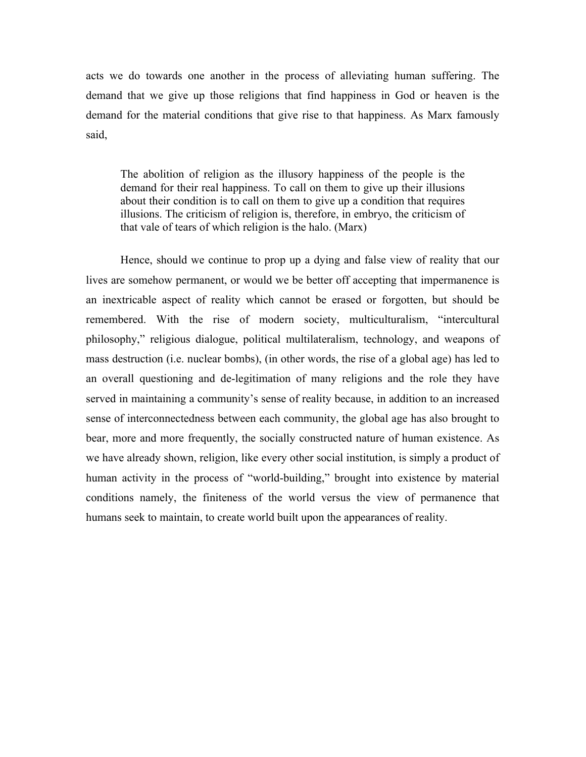acts we do towards one another in the process of alleviating human suffering. The demand that we give up those religions that find happiness in God or heaven is the demand for the material conditions that give rise to that happiness. As Marx famously said,

> The abolition of religion as the illusory happiness of the people is the demand for their real happiness. To call on them to give up their illusions about their condition is to call on them to give up a condition that requires illusions. The criticism of religion is, therefore, in embryo, the criticism of that vale of tears of which religion is the halo. (Marx)

Hence, should we continue to prop up a dying and false view of reality that our lives are somehow permanent, or would we be better off accepting that impermanence is an inextricable aspect of reality which cannot be erased or forgotten, but should be remembered. With the rise of modern society, multiculturalism, "intercultural philosophy," religious dialogue, political multilateralism, technology, and weapons of mass destruction (i.e. nuclear bombs), (in other words, the rise of a global age) has led to an overall questioning and de-legitimation of many religions and the role they have served in maintaining a community's sense of reality because, in addition to an increased sense of interconnectedness between each community, the global age has also brought to bear, more and more frequently, the socially constructed nature of human existence. As we have already shown, religion, like every other social institution, is simply a product of human activity in the process of "world-building," brought into existence by material conditions namely, the finiteness of the world versus the view of permanence that humans seek to maintain, to create world built upon the appearances of reality.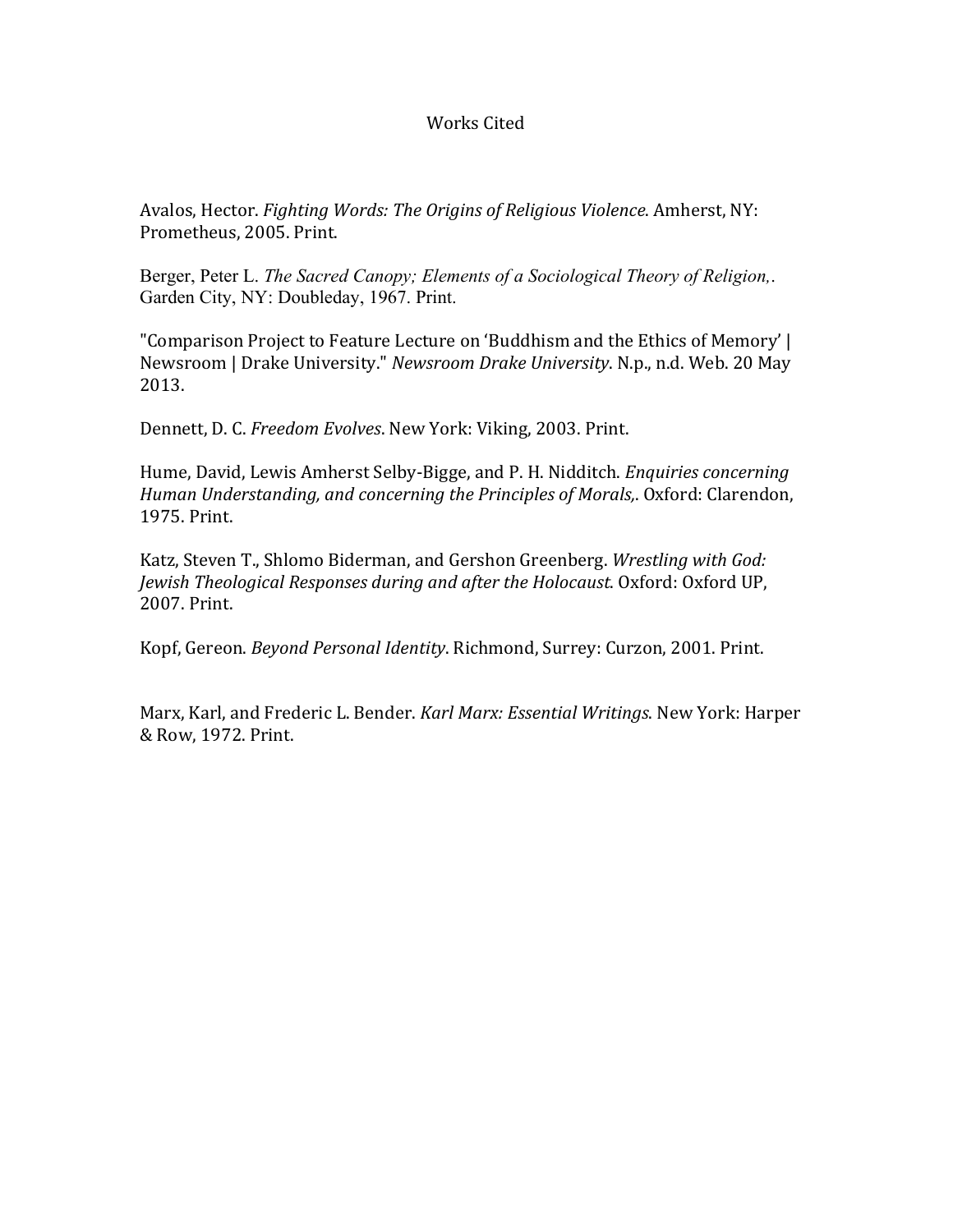# Works Cited

Avalos, Hector. *Fighting Words: The Origins of Religious Violence*. Amherst, NY: Prometheus, 2005. Print.

Berger, Peter L. *The Sacred Canopy; Elements of a Sociological Theory of Religion,*. Garden City, NY: Doubleday, 1967. Print.

"Comparison Project to Feature Lecture on 'Buddhism and the Ethics of Memory' | Newsroom | Drake University." *Newsroom Drake University*. N.p., n.d. Web. 20 May 2013.

Dennett, D. C. *Freedom Evolves*. New York: Viking, 2003. Print.

Hume, David, Lewis Amherst Selby-Bigge, and P. H. Nidditch. *Enquiries concerning Human Understanding, and concerning the Principles of Morals,*. Oxford: Clarendon, 1975. Print.

Katz, Steven T., Shlomo Biderman, and Gershon Greenberg. *Wrestling with God: Jewish Theological Responses during and after the Holocaust*. Oxford: Oxford UP, 2007. Print.

Kopf, Gereon. *Beyond Personal Identity*. Richmond, Surrey: Curzon, 2001. Print.

Marx, Karl, and Frederic L. Bender. *Karl Marx: Essential Writings*. New York: Harper & Row, 1972. Print.